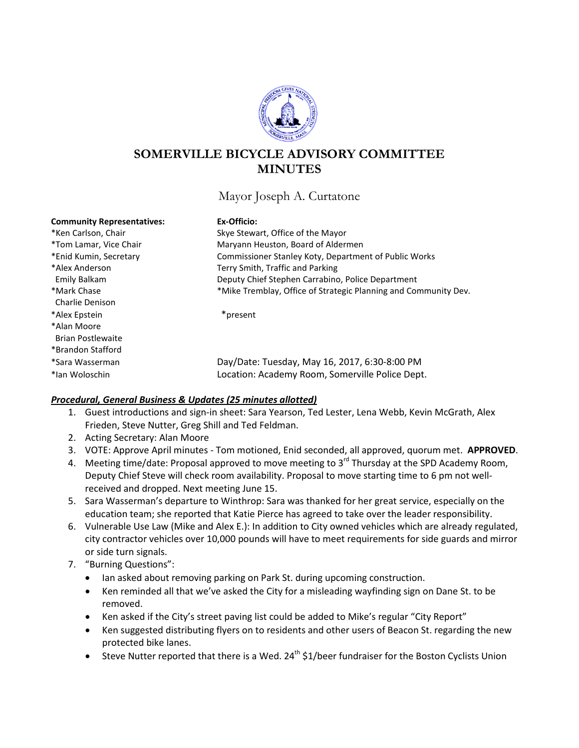# SOMERVILLE BICYCLE ADVISORY COMMITTEE MINUTES

Mayor Joseph A. Curtatone

| **Community Representatives:** | **Ex-Officio:** |
|---|---|
| *Ken Carlson, Chair | Skye Stewart, Office of the Mayor |
| *Tom Lamar, Vice Chair | Maryann Heuston, Board of Aldermen |
| *Enid Kumin, Secretary | Commissioner Stanley Koty, Department of Public Works |
| *Alex Anderson | Terry Smith, Traffic and Parking |
| Emily Balkam | Deputy Chief Stephen Carrabino, Police Department |
| *Mark Chase | *Mike Tremblay, Office of Strategic Planning and Community Dev. |
| Charlie Denison | |
| *Alex Epstein | *present |
| *Alan Moore | |
| Brian Postlewaite | |
| *Brandon Stafford | |
| *Sara Wasserman | Day/Date: Tuesday, May 16, 2017, 6:30-8:00 PM |
| *Ian Woloschin | Location: Academy Room, Somerville Police Dept. |

***Procedural, General Business & Updates (25 minutes allotted)***

1. Guest introductions and sign-in sheet: Sara Yearson, Ted Lester, Lena Webb, Kevin McGrath, Alex Frieden, Steve Nutter, Greg Shill and Ted Feldman.
2. Acting Secretary: Alan Moore
3. VOTE: Approve April minutes - Tom motioned, Enid seconded, all approved, quorum met. **APPROVED**.
4. Meeting time/date: Proposal approved to move meeting to 3rd Thursday at the SPD Academy Room, Deputy Chief Steve will check room availability. Proposal to move starting time to 6 pm not well-received and dropped. Next meeting June 15.
5. Sara Wasserman's departure to Winthrop: Sara was thanked for her great service, especially on the education team; she reported that Katie Pierce has agreed to take over the leader responsibility.
6. Vulnerable Use Law (Mike and Alex E.): In addition to City owned vehicles which are already regulated, city contractor vehicles over 10,000 pounds will have to meet requirements for side guards and mirror or side turn signals.
7. "Burning Questions":
   - Ian asked about removing parking on Park St. during upcoming construction.
   - Ken reminded all that we've asked the City for a misleading wayfinding sign on Dane St. to be removed.
   - Ken asked if the City's street paving list could be added to Mike's regular "City Report"
   - Ken suggested distributing flyers on to residents and other users of Beacon St. regarding the new protected bike lanes.
   - Steve Nutter reported that there is a Wed. 24th $1/beer fundraiser for the Boston Cyclists Union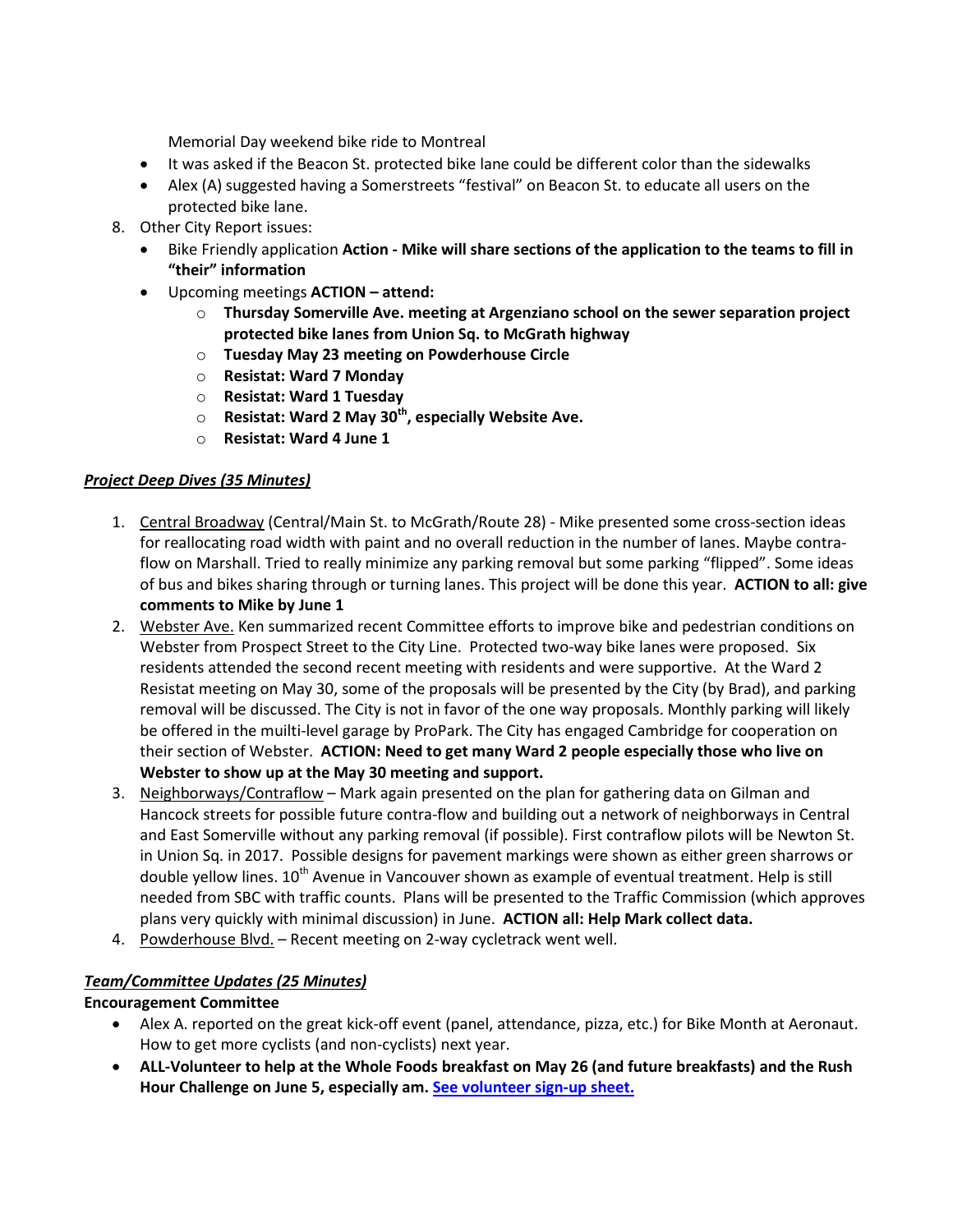Memorial Day weekend bike ride to Montreal

- It was asked if the Beacon St. protected bike lane could be different color than the sidewalks
- Alex (A) suggested having a Somerstreets "festival" on Beacon St. to educate all users on the protected bike lane.

8. Other City Report issues:
   - Bike Friendly application **Action - Mike will share sections of the application to the teams to fill in "their" information**
   - Upcoming meetings **ACTION – attend:**
     - **Thursday Somerville Ave. meeting at Argenziano school on the sewer separation project protected bike lanes from Union Sq. to McGrath highway**
     - **Tuesday May 23 meeting on Powderhouse Circle**
     - **Resistat: Ward 7 Monday**
     - **Resistat: Ward 1 Tuesday**
     - **Resistat: Ward 2 May 30th, especially Website Ave.**
     - **Resistat: Ward 4 June 1**

***Project Deep Dives (35 Minutes)***

1. Central Broadway (Central/Main St. to McGrath/Route 28) - Mike presented some cross-section ideas for reallocating road width with paint and no overall reduction in the number of lanes. Maybe contra-flow on Marshall. Tried to really minimize any parking removal but some parking "flipped". Some ideas of bus and bikes sharing through or turning lanes. This project will be done this year. **ACTION to all: give comments to Mike by June 1**
2. Webster Ave. Ken summarized recent Committee efforts to improve bike and pedestrian conditions on Webster from Prospect Street to the City Line. Protected two-way bike lanes were proposed. Six residents attended the second recent meeting with residents and were supportive. At the Ward 2 Resistat meeting on May 30, some of the proposals will be presented by the City (by Brad), and parking removal will be discussed. The City is not in favor of the one way proposals. Monthly parking will likely be offered in the muilti-level garage by ProPark. The City has engaged Cambridge for cooperation on their section of Webster. **ACTION: Need to get many Ward 2 people especially those who live on Webster to show up at the May 30 meeting and support.**
3. Neighborways/Contraflow – Mark again presented on the plan for gathering data on Gilman and Hancock streets for possible future contra-flow and building out a network of neighborways in Central and East Somerville without any parking removal (if possible). First contraflow pilots will be Newton St. in Union Sq. in 2017. Possible designs for pavement markings were shown as either green sharrows or double yellow lines. 10th Avenue in Vancouver shown as example of eventual treatment. Help is still needed from SBC with traffic counts. Plans will be presented to the Traffic Commission (which approves plans very quickly with minimal discussion) in June. **ACTION all: Help Mark collect data.**
4. Powderhouse Blvd. – Recent meeting on 2-way cycletrack went well.

***Team/Committee Updates (25 Minutes)***

**Encouragement Committee**

- Alex A. reported on the great kick-off event (panel, attendance, pizza, etc.) for Bike Month at Aeronaut. How to get more cyclists (and non-cyclists) next year.
- **ALL-Volunteer to help at the Whole Foods breakfast on May 26 (and future breakfasts) and the Rush Hour Challenge on June 5, especially am. See volunteer sign-up sheet.**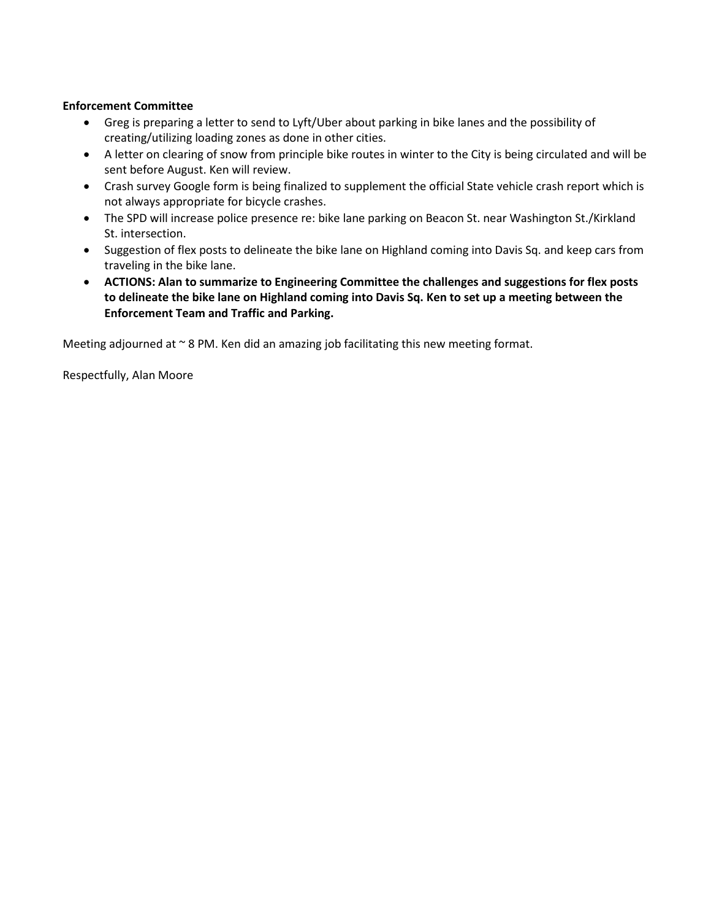**Enforcement Committee**

- Greg is preparing a letter to send to Lyft/Uber about parking in bike lanes and the possibility of creating/utilizing loading zones as done in other cities.
- A letter on clearing of snow from principle bike routes in winter to the City is being circulated and will be sent before August. Ken will review.
- Crash survey Google form is being finalized to supplement the official State vehicle crash report which is not always appropriate for bicycle crashes.
- The SPD will increase police presence re: bike lane parking on Beacon St. near Washington St./Kirkland St. intersection.
- Suggestion of flex posts to delineate the bike lane on Highland coming into Davis Sq. and keep cars from traveling in the bike lane.
- **ACTIONS: Alan to summarize to Engineering Committee the challenges and suggestions for flex posts to delineate the bike lane on Highland coming into Davis Sq. Ken to set up a meeting between the Enforcement Team and Traffic and Parking.**

Meeting adjourned at ~ 8 PM. Ken did an amazing job facilitating this new meeting format.

Respectfully, Alan Moore